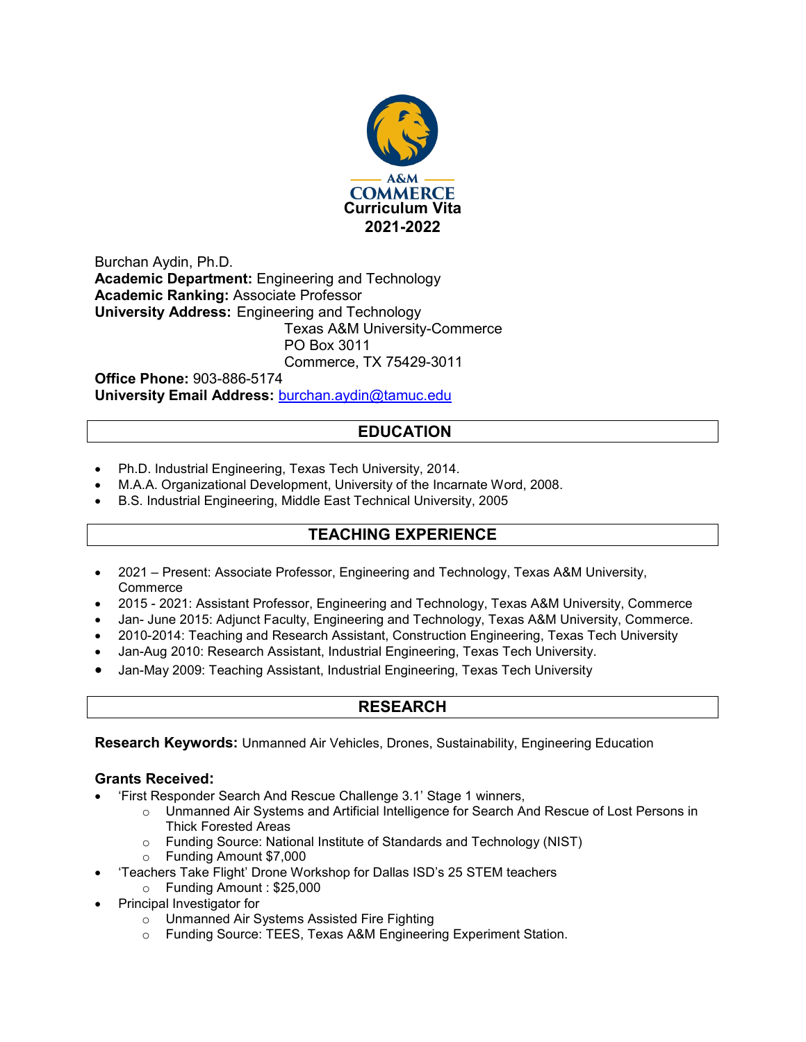A&M COMMERCE

# Curriculum Vita
# 2021-2022

Burchan Aydin, Ph.D.
**Academic Department:** Engineering and Technology
**Academic Ranking:** Associate Professor
**University Address:** Engineering and Technology
Texas A&M University-Commerce
PO Box 3011
Commerce, TX 75429-3011
**Office Phone:** 903-886-5174
**University Email Address:** burchan.aydin@tamuc.edu

## EDUCATION

- Ph.D. Industrial Engineering, Texas Tech University, 2014.
- M.A.A. Organizational Development, University of the Incarnate Word, 2008.
- B.S. Industrial Engineering, Middle East Technical University, 2005

## TEACHING EXPERIENCE

- 2021 – Present: Associate Professor, Engineering and Technology, Texas A&M University, Commerce
- 2015 - 2021: Assistant Professor, Engineering and Technology, Texas A&M University, Commerce
- Jan- June 2015: Adjunct Faculty, Engineering and Technology, Texas A&M University, Commerce.
- 2010-2014: Teaching and Research Assistant, Construction Engineering, Texas Tech University
- Jan-Aug 2010: Research Assistant, Industrial Engineering, Texas Tech University.
- Jan-May 2009: Teaching Assistant, Industrial Engineering, Texas Tech University

## RESEARCH

**Research Keywords:** Unmanned Air Vehicles, Drones, Sustainability, Engineering Education

### Grants Received:

- 'First Responder Search And Rescue Challenge 3.1' Stage 1 winners,
  - Unmanned Air Systems and Artificial Intelligence for Search And Rescue of Lost Persons in Thick Forested Areas
  - Funding Source: National Institute of Standards and Technology (NIST)
  - Funding Amount $7,000
- 'Teachers Take Flight' Drone Workshop for Dallas ISD's 25 STEM teachers
  - Funding Amount : $25,000
- Principal Investigator for
  - Unmanned Air Systems Assisted Fire Fighting
  - Funding Source: TEES, Texas A&M Engineering Experiment Station.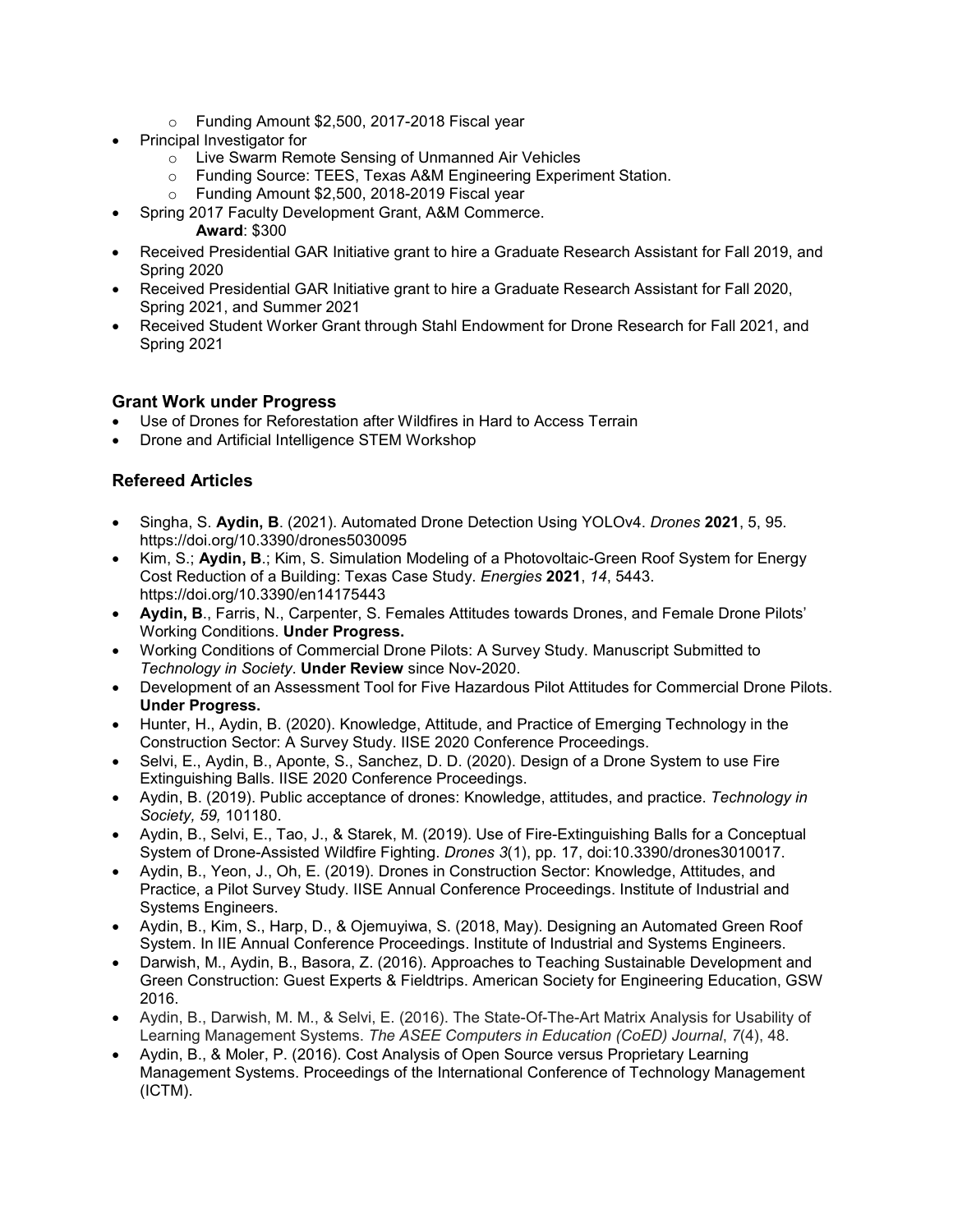- Funding Amount $2,500, 2017-2018 Fiscal year
- Principal Investigator for
  - Live Swarm Remote Sensing of Unmanned Air Vehicles
  - Funding Source: TEES, Texas A&M Engineering Experiment Station.
  - Funding Amount $2,500, 2018-2019 Fiscal year
- Spring 2017 Faculty Development Grant, A&M Commerce.
  **Award**: $300
- Received Presidential GAR Initiative grant to hire a Graduate Research Assistant for Fall 2019, and Spring 2020
- Received Presidential GAR Initiative grant to hire a Graduate Research Assistant for Fall 2020, Spring 2021, and Summer 2021
- Received Student Worker Grant through Stahl Endowment for Drone Research for Fall 2021, and Spring 2021

### Grant Work under Progress

- Use of Drones for Reforestation after Wildfires in Hard to Access Terrain
- Drone and Artificial Intelligence STEM Workshop

### Refereed Articles

- Singha, S. **Aydin, B**. (2021). Automated Drone Detection Using YOLOv4. *Drones* **2021**, 5, 95. https://doi.org/10.3390/drones5030095
- Kim, S.; **Aydin, B**.; Kim, S. Simulation Modeling of a Photovoltaic-Green Roof System for Energy Cost Reduction of a Building: Texas Case Study. *Energies* **2021**, *14*, 5443. https://doi.org/10.3390/en14175443
- **Aydin, B**., Farris, N., Carpenter, S. Females Attitudes towards Drones, and Female Drone Pilots' Working Conditions. **Under Progress.**
- Working Conditions of Commercial Drone Pilots: A Survey Study. Manuscript Submitted to *Technology in Society*. **Under Review** since Nov-2020.
- Development of an Assessment Tool for Five Hazardous Pilot Attitudes for Commercial Drone Pilots. **Under Progress.**
- Hunter, H., Aydin, B. (2020). Knowledge, Attitude, and Practice of Emerging Technology in the Construction Sector: A Survey Study. IISE 2020 Conference Proceedings.
- Selvi, E., Aydin, B., Aponte, S., Sanchez, D. D. (2020). Design of a Drone System to use Fire Extinguishing Balls. IISE 2020 Conference Proceedings.
- Aydin, B. (2019). Public acceptance of drones: Knowledge, attitudes, and practice. *Technology in Society, 59,* 101180.
- Aydin, B., Selvi, E., Tao, J., & Starek, M. (2019). Use of Fire-Extinguishing Balls for a Conceptual System of Drone-Assisted Wildfire Fighting. *Drones 3*(1), pp. 17, doi:10.3390/drones3010017.
- Aydin, B., Yeon, J., Oh, E. (2019). Drones in Construction Sector: Knowledge, Attitudes, and Practice, a Pilot Survey Study. IISE Annual Conference Proceedings. Institute of Industrial and Systems Engineers.
- Aydin, B., Kim, S., Harp, D., & Ojemuyiwa, S. (2018, May). Designing an Automated Green Roof System. In IIE Annual Conference Proceedings. Institute of Industrial and Systems Engineers.
- Darwish, M., Aydin, B., Basora, Z. (2016). Approaches to Teaching Sustainable Development and Green Construction: Guest Experts & Fieldtrips. American Society for Engineering Education, GSW 2016.
- Aydin, B., Darwish, M. M., & Selvi, E. (2016). The State-Of-The-Art Matrix Analysis for Usability of Learning Management Systems. *The ASEE Computers in Education (CoED) Journal*, *7*(4), 48.
- Aydin, B., & Moler, P. (2016). Cost Analysis of Open Source versus Proprietary Learning Management Systems. Proceedings of the International Conference of Technology Management (ICTM).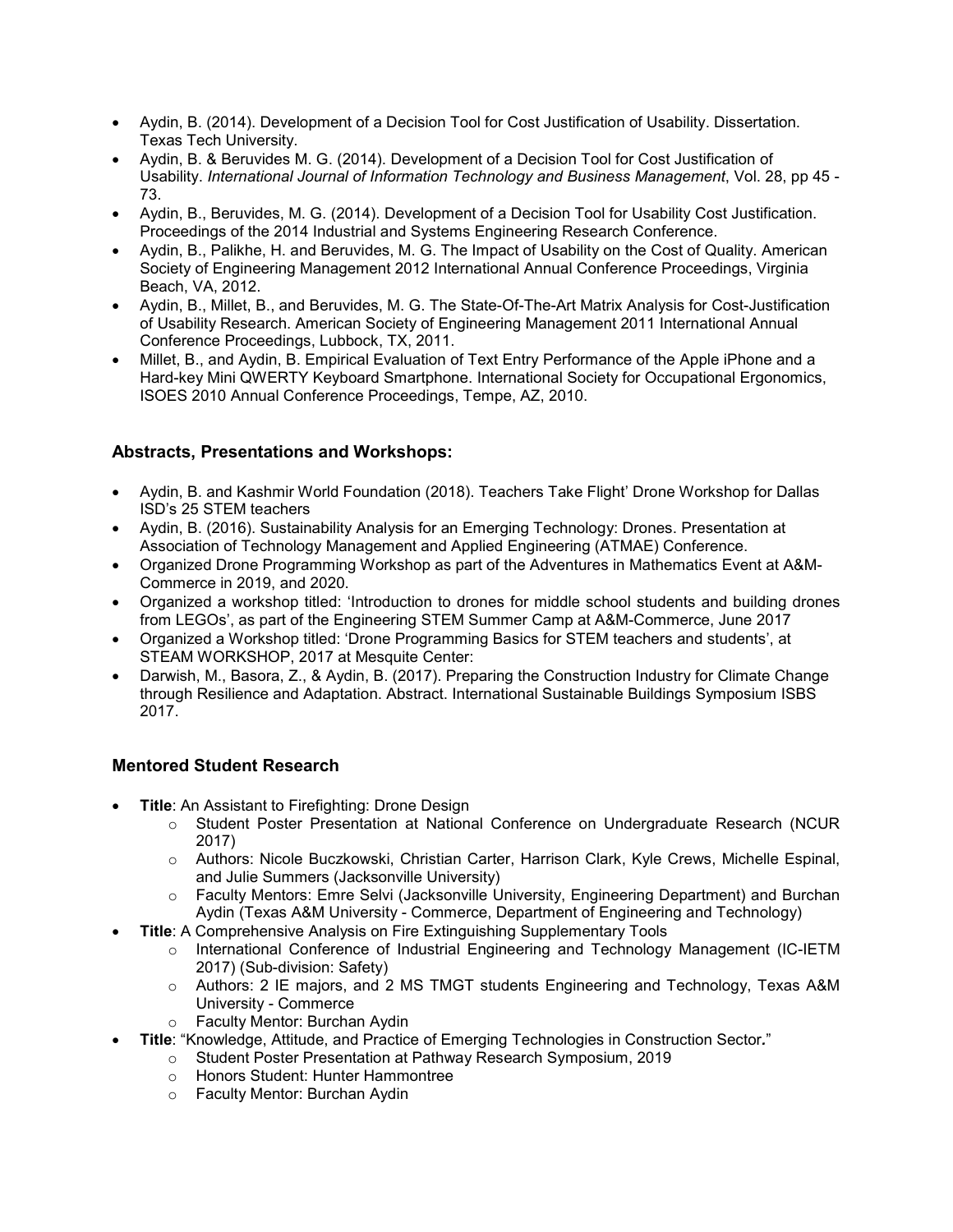- Aydin, B. (2014). Development of a Decision Tool for Cost Justification of Usability. Dissertation. Texas Tech University.
- Aydin, B. & Beruvides M. G. (2014). Development of a Decision Tool for Cost Justification of Usability. *International Journal of Information Technology and Business Management*, Vol. 28, pp 45 - 73.
- Aydin, B., Beruvides, M. G. (2014). Development of a Decision Tool for Usability Cost Justification. Proceedings of the 2014 Industrial and Systems Engineering Research Conference.
- Aydin, B., Palikhe, H. and Beruvides, M. G. The Impact of Usability on the Cost of Quality. American Society of Engineering Management 2012 International Annual Conference Proceedings, Virginia Beach, VA, 2012.
- Aydin, B., Millet, B., and Beruvides, M. G. The State-Of-The-Art Matrix Analysis for Cost-Justification of Usability Research. American Society of Engineering Management 2011 International Annual Conference Proceedings, Lubbock, TX, 2011.
- Millet, B., and Aydin, B. Empirical Evaluation of Text Entry Performance of the Apple iPhone and a Hard-key Mini QWERTY Keyboard Smartphone. International Society for Occupational Ergonomics, ISOES 2010 Annual Conference Proceedings, Tempe, AZ, 2010.

### Abstracts, Presentations and Workshops:

- Aydin, B. and Kashmir World Foundation (2018). Teachers Take Flight' Drone Workshop for Dallas ISD's 25 STEM teachers
- Aydin, B. (2016). Sustainability Analysis for an Emerging Technology: Drones. Presentation at Association of Technology Management and Applied Engineering (ATMAE) Conference.
- Organized Drone Programming Workshop as part of the Adventures in Mathematics Event at A&M-Commerce in 2019, and 2020.
- Organized a workshop titled: 'Introduction to drones for middle school students and building drones from LEGOs', as part of the Engineering STEM Summer Camp at A&M-Commerce, June 2017
- Organized a Workshop titled: 'Drone Programming Basics for STEM teachers and students', at STEAM WORKSHOP, 2017 at Mesquite Center:
- Darwish, M., Basora, Z., & Aydin, B. (2017). Preparing the Construction Industry for Climate Change through Resilience and Adaptation. Abstract. International Sustainable Buildings Symposium ISBS 2017.

### Mentored Student Research

- **Title**: An Assistant to Firefighting: Drone Design
  - Student Poster Presentation at National Conference on Undergraduate Research (NCUR 2017)
  - Authors: Nicole Buczkowski, Christian Carter, Harrison Clark, Kyle Crews, Michelle Espinal, and Julie Summers (Jacksonville University)
  - Faculty Mentors: Emre Selvi (Jacksonville University, Engineering Department) and Burchan Aydin (Texas A&M University - Commerce, Department of Engineering and Technology)
- **Title**: A Comprehensive Analysis on Fire Extinguishing Supplementary Tools
  - International Conference of Industrial Engineering and Technology Management (IC-IETM 2017) (Sub-division: Safety)
  - Authors: 2 IE majors, and 2 MS TMGT students Engineering and Technology, Texas A&M University - Commerce
  - Faculty Mentor: Burchan Aydin
- **Title**: "Knowledge, Attitude, and Practice of Emerging Technologies in Construction Sector**.**"
  - Student Poster Presentation at Pathway Research Symposium, 2019
  - Honors Student: Hunter Hammontree
  - Faculty Mentor: Burchan Aydin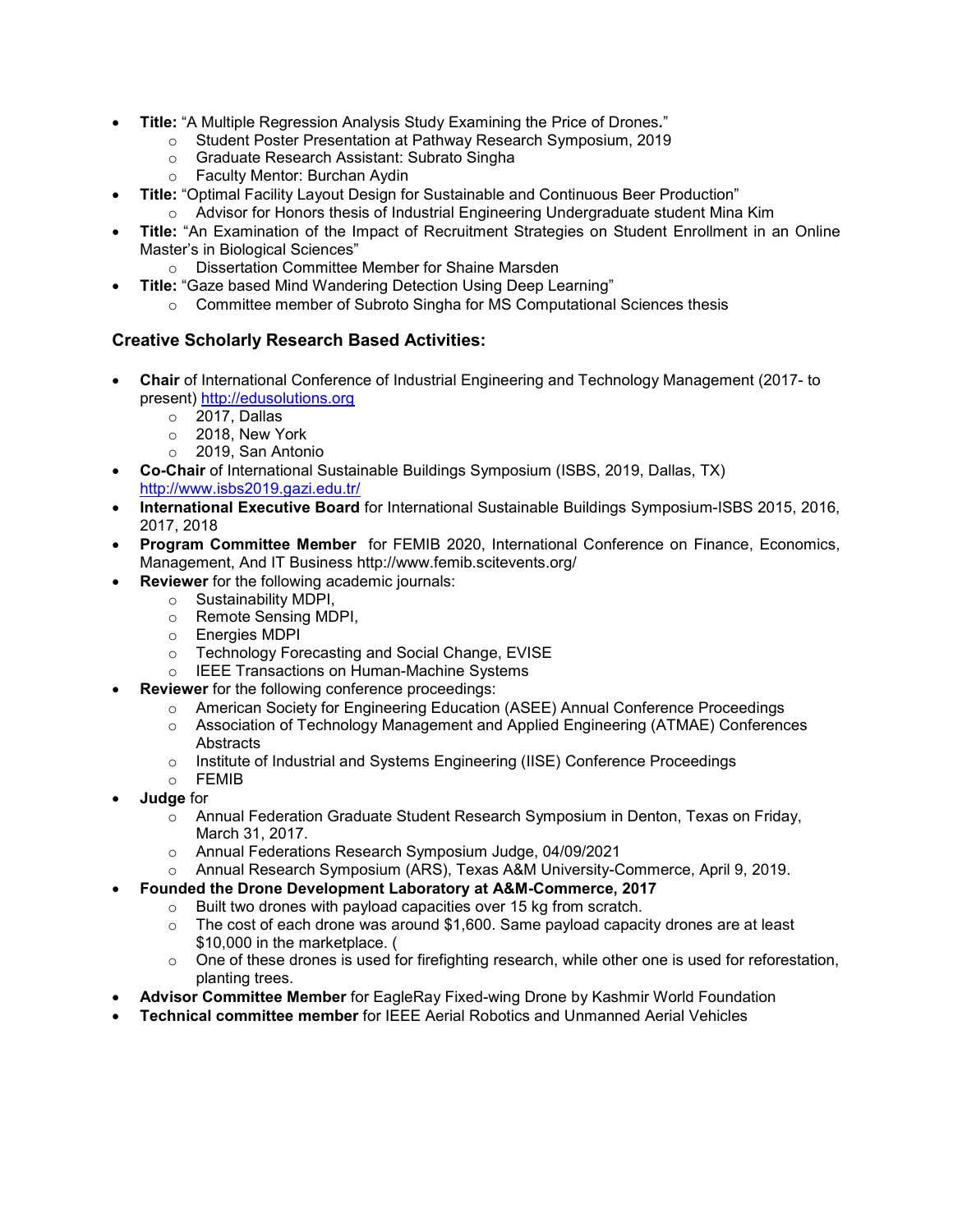- **Title:** "A Multiple Regression Analysis Study Examining the Price of Drones."
    - Student Poster Presentation at Pathway Research Symposium, 2019
    - Graduate Research Assistant: Subrato Singha
    - Faculty Mentor: Burchan Aydin
- **Title:** "Optimal Facility Layout Design for Sustainable and Continuous Beer Production"
    - Advisor for Honors thesis of Industrial Engineering Undergraduate student Mina Kim
- **Title:** "An Examination of the Impact of Recruitment Strategies on Student Enrollment in an Online Master's in Biological Sciences"
    - Dissertation Committee Member for Shaine Marsden
- **Title:** "Gaze based Mind Wandering Detection Using Deep Learning"
    - Committee member of Subroto Singha for MS Computational Sciences thesis

### Creative Scholarly Research Based Activities:

- **Chair** of International Conference of Industrial Engineering and Technology Management (2017- to present) http://edusolutions.org
    - 2017, Dallas
    - 2018, New York
    - 2019, San Antonio
- **Co-Chair** of International Sustainable Buildings Symposium (ISBS, 2019, Dallas, TX) http://www.isbs2019.gazi.edu.tr/
- **International Executive Board** for International Sustainable Buildings Symposium-ISBS 2015, 2016, 2017, 2018
- **Program Committee Member** for FEMIB 2020, International Conference on Finance, Economics, Management, And IT Business http://www.femib.scitevents.org/
- **Reviewer** for the following academic journals:
    - Sustainability MDPI,
    - Remote Sensing MDPI,
    - Energies MDPI
    - Technology Forecasting and Social Change, EVISE
    - IEEE Transactions on Human-Machine Systems
- **Reviewer** for the following conference proceedings:
    - American Society for Engineering Education (ASEE) Annual Conference Proceedings
    - Association of Technology Management and Applied Engineering (ATMAE) Conferences Abstracts
    - Institute of Industrial and Systems Engineering (IISE) Conference Proceedings
    - FEMIB
- **Judge** for
    - Annual Federation Graduate Student Research Symposium in Denton, Texas on Friday, March 31, 2017.
    - Annual Federations Research Symposium Judge, 04/09/2021
    - Annual Research Symposium (ARS), Texas A&M University-Commerce, April 9, 2019.
- **Founded the Drone Development Laboratory at A&M-Commerce, 2017**
    - Built two drones with payload capacities over 15 kg from scratch.
    - The cost of each drone was around $1,600. Same payload capacity drones are at least $10,000 in the marketplace. (
    - One of these drones is used for firefighting research, while other one is used for reforestation, planting trees.
- **Advisor Committee Member** for EagleRay Fixed-wing Drone by Kashmir World Foundation
- **Technical committee member** for IEEE Aerial Robotics and Unmanned Aerial Vehicles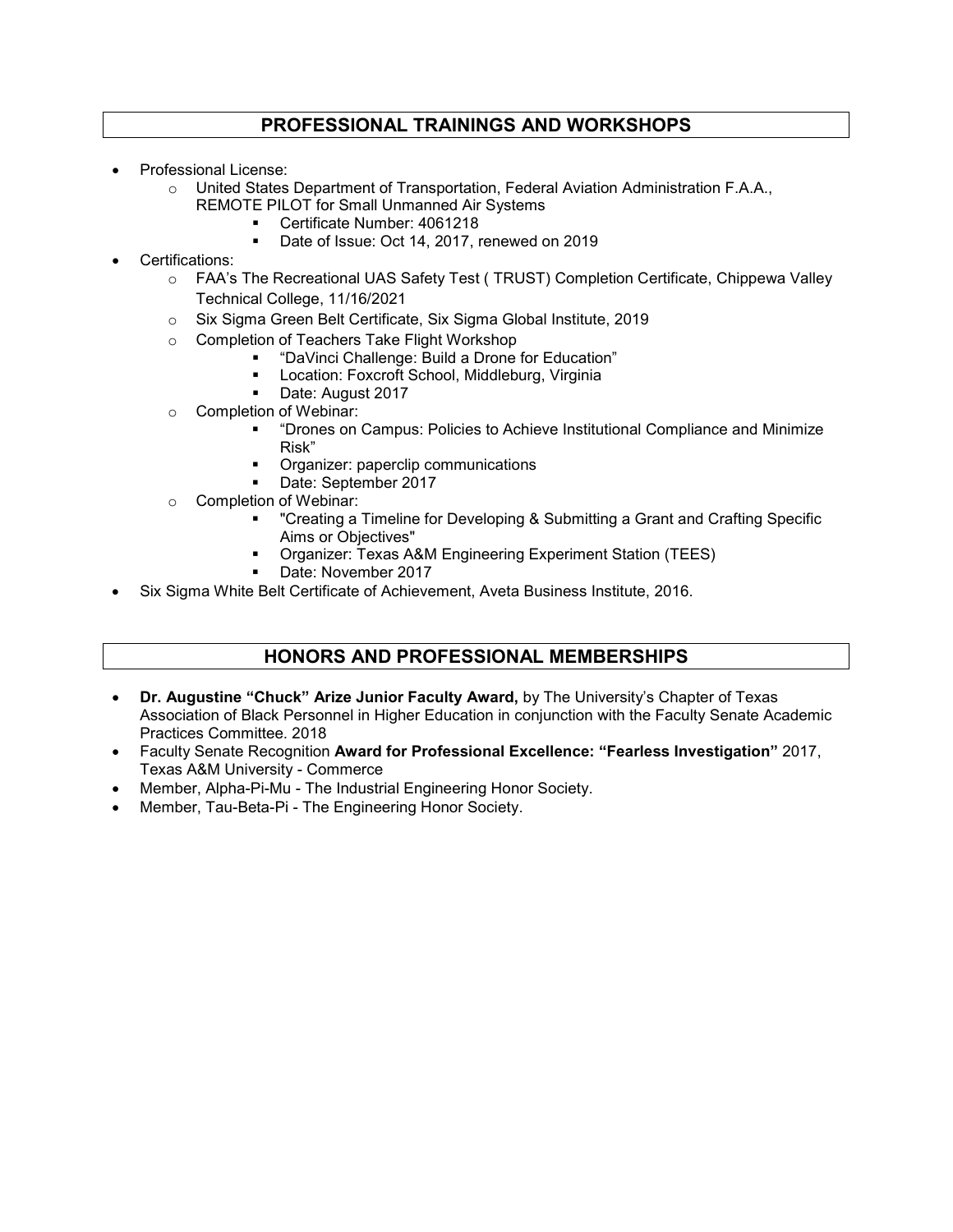## PROFESSIONAL TRAININGS AND WORKSHOPS

- Professional License:
  - United States Department of Transportation, Federal Aviation Administration F.A.A., REMOTE PILOT for Small Unmanned Air Systems
    - Certificate Number: 4061218
    - Date of Issue: Oct 14, 2017, renewed on 2019
- Certifications:
  - FAA's The Recreational UAS Safety Test ( TRUST) Completion Certificate, Chippewa Valley Technical College, 11/16/2021
  - Six Sigma Green Belt Certificate, Six Sigma Global Institute, 2019
  - Completion of Teachers Take Flight Workshop
    - "DaVinci Challenge: Build a Drone for Education"
    - Location: Foxcroft School, Middleburg, Virginia
    - Date: August 2017
  - Completion of Webinar:
    - "Drones on Campus: Policies to Achieve Institutional Compliance and Minimize Risk"
    - Organizer: paperclip communications
    - Date: September 2017
  - Completion of Webinar:
    - "Creating a Timeline for Developing & Submitting a Grant and Crafting Specific Aims or Objectives"
    - Organizer: Texas A&M Engineering Experiment Station (TEES)
    - Date: November 2017
- Six Sigma White Belt Certificate of Achievement, Aveta Business Institute, 2016.

## HONORS AND PROFESSIONAL MEMBERSHIPS

- **Dr. Augustine "Chuck" Arize Junior Faculty Award,** by The University's Chapter of Texas Association of Black Personnel in Higher Education in conjunction with the Faculty Senate Academic Practices Committee. 2018
- Faculty Senate Recognition **Award for Professional Excellence: "Fearless Investigation"** 2017, Texas A&M University - Commerce
- Member, Alpha-Pi-Mu - The Industrial Engineering Honor Society.
- Member, Tau-Beta-Pi - The Engineering Honor Society.